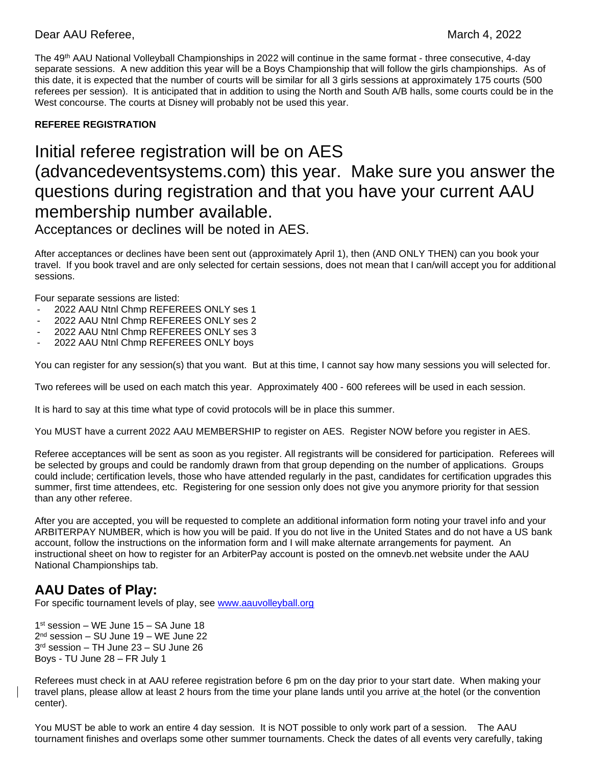Dear AAU Referee, March 4, 2022

The 49th AAU National Volleyball Championships in 2022 will continue in the same format - three consecutive, 4-day separate sessions. A new addition this year will be a Boys Championship that will follow the girls championships. As of this date, it is expected that the number of courts will be similar for all 3 girls sessions at approximately 175 courts (500 referees per session). It is anticipated that in addition to using the North and South A/B halls, some courts could be in the West concourse. The courts at Disney will probably not be used this year.

**REFEREE REGISTRATION**

# Initial referee registration will be on AES (advancedeventsystems.com) this year. Make sure you answer the questions during registration and that you have your current AAU membership number available.

Acceptances or declines will be noted in AES.

After acceptances or declines have been sent out (approximately April 1), then (AND ONLY THEN) can you book your travel. If you book travel and are only selected for certain sessions, does not mean that I can/will accept you for additional sessions.

Four separate sessions are listed:

- 2022 AAU Ntnl Chmp REFEREES ONLY ses 1
- 2022 AAU Ntnl Chmp REFEREES ONLY ses 2
- 2022 AAU Ntnl Chmp REFEREES ONLY ses 3
- 2022 AAU Ntnl Chmp REFEREES ONLY boys

You can register for any session(s) that you want. But at this time, I cannot say how many sessions you will selected for.

Two referees will be used on each match this year. Approximately 400 - 600 referees will be used in each session.

It is hard to say at this time what type of covid protocols will be in place this summer.

You MUST have a current 2022 AAU MEMBERSHIP to register on AES. Register NOW before you register in AES.

Referee acceptances will be sent as soon as you register. All registrants will be considered for participation. Referees will be selected by groups and could be randomly drawn from that group depending on the number of applications. Groups could include; certification levels, those who have attended regularly in the past, candidates for certification upgrades this summer, first time attendees, etc. Registering for one session only does not give you anymore priority for that session than any other referee.

After you are accepted, you will be requested to complete an additional information form noting your travel info and your ARBITERPAY NUMBER, which is how you will be paid. If you do not live in the United States and do not have a US bank account, follow the instructions on the information form and I will make alternate arrangements for payment. An instructional sheet on how to register for an ArbiterPay account is posted on the omnevb.net website under the AAU National Championships tab.

## AAU Dates of Play:

For specific tournament levels of play, see www.aauvolleyball.org

1st session – WE June 15 – SA June 18
2nd session – SU June 19 – WE June 22
3rd session – TH June 23 – SU June 26
Boys - TU June 28 – FR July 1

Referees must check in at AAU referee registration before 6 pm on the day prior to your start date. When making your travel plans, please allow at least 2 hours from the time your plane lands until you arrive at the hotel (or the convention center).

You MUST be able to work an entire 4 day session. It is NOT possible to only work part of a session. The AAU tournament finishes and overlaps some other summer tournaments. Check the dates of all events very carefully, taking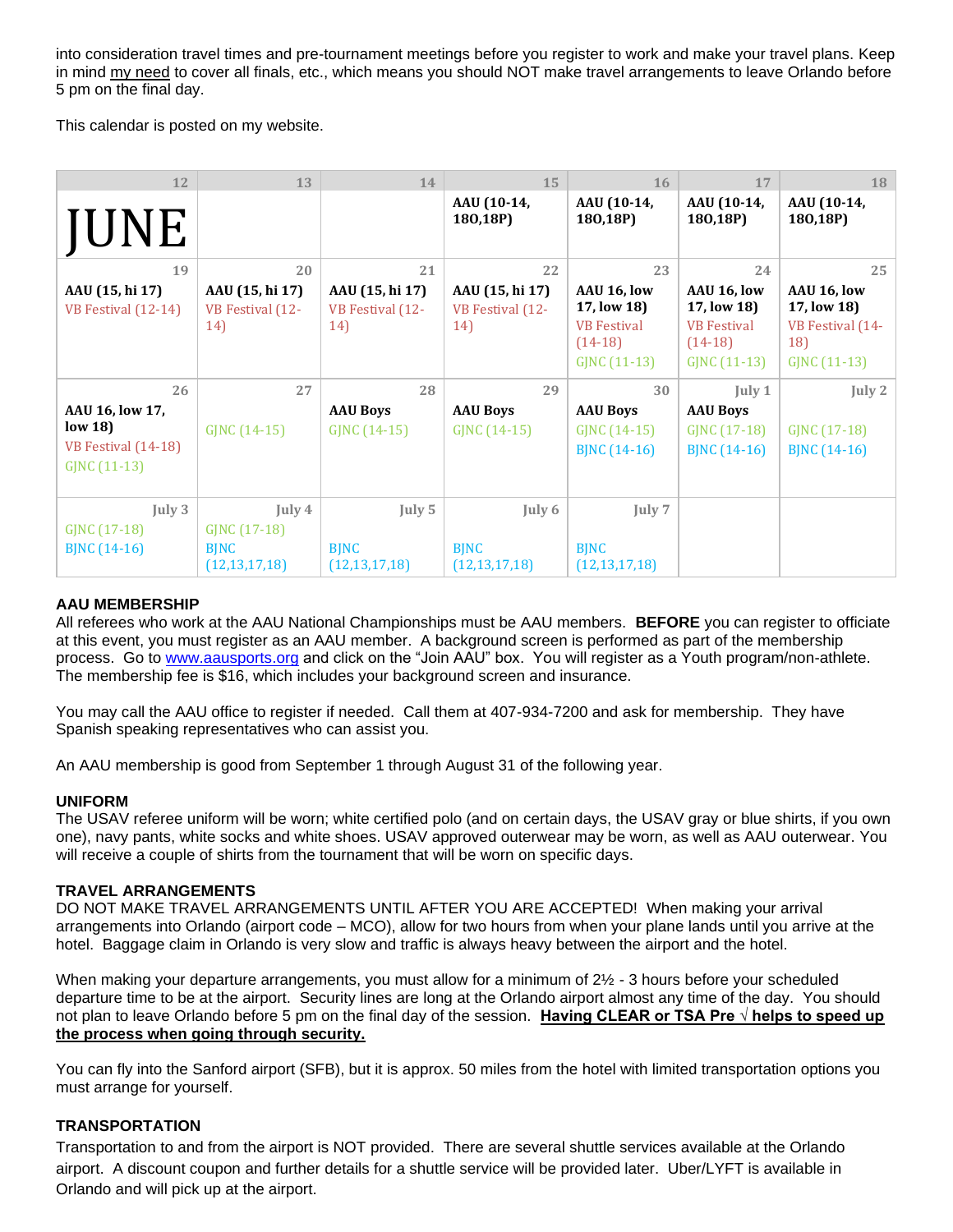into consideration travel times and pre-tournament meetings before you register to work and make your travel plans. Keep in mind my need to cover all finals, etc., which means you should NOT make travel arrangements to leave Orlando before 5 pm on the final day.

This calendar is posted on my website.

| 12 | 13 | 14 | 15 | 16 | 17 | 18 |
|---|---|---|---|---|---|---|
| JUNE | | | AAU (10-14, 18O,18P) | AAU (10-14, 18O,18P) | AAU (10-14, 18O,18P) | AAU (10-14, 18O,18P) |
| 19 | 20 | 21 | 22 | 23 | 24 | 25 |
| AAU (15, hi 17) VB Festival (12-14) | AAU (15, hi 17) VB Festival (12-14) | AAU (15, hi 17) VB Festival (12-14) | AAU (15, hi 17) VB Festival (12-14) | AAU 16, low 17, low 18) VB Festival (14-18) GJNC (11-13) | AAU 16, low 17, low 18) VB Festival (14-18) GJNC (11-13) | AAU 16, low 17, low 18) VB Festival (14-18) GJNC (11-13) |
| 26 | 27 | 28 | 29 | 30 | July 1 | July 2 |
| AAU 16, low 17, low 18) VB Festival (14-18) GJNC (11-13) | GJNC (14-15) | AAU Boys GJNC (14-15) | AAU Boys GJNC (14-15) | AAU Boys GJNC (14-15) BJNC (14-16) | AAU Boys GJNC (17-18) BJNC (14-16) | GJNC (17-18) BJNC (14-16) |
| July 3 | July 4 | July 5 | July 6 | July 7 | | |
| GJNC (17-18) BJNC (14-16) | GJNC (17-18) BJNC (12,13,17,18) | BJNC (12,13,17,18) | BJNC (12,13,17,18) | BJNC (12,13,17,18) | | |

## AAU MEMBERSHIP

All referees who work at the AAU National Championships must be AAU members. **BEFORE** you can register to officiate at this event, you must register as an AAU member. A background screen is performed as part of the membership process. Go to www.aausports.org and click on the "Join AAU" box. You will register as a Youth program/non-athlete. The membership fee is $16, which includes your background screen and insurance.

You may call the AAU office to register if needed. Call them at 407-934-7200 and ask for membership. They have Spanish speaking representatives who can assist you.

An AAU membership is good from September 1 through August 31 of the following year.

## UNIFORM

The USAV referee uniform will be worn; white certified polo (and on certain days, the USAV gray or blue shirts, if you own one), navy pants, white socks and white shoes. USAV approved outerwear may be worn, as well as AAU outerwear. You will receive a couple of shirts from the tournament that will be worn on specific days.

## TRAVEL ARRANGEMENTS

DO NOT MAKE TRAVEL ARRANGEMENTS UNTIL AFTER YOU ARE ACCEPTED! When making your arrival arrangements into Orlando (airport code – MCO), allow for two hours from when your plane lands until you arrive at the hotel. Baggage claim in Orlando is very slow and traffic is always heavy between the airport and the hotel.

When making your departure arrangements, you must allow for a minimum of 2½ - 3 hours before your scheduled departure time to be at the airport. Security lines are long at the Orlando airport almost any time of the day. You should not plan to leave Orlando before 5 pm on the final day of the session. **Having CLEAR or TSA Pre √ helps to speed up the process when going through security.**

You can fly into the Sanford airport (SFB), but it is approx. 50 miles from the hotel with limited transportation options you must arrange for yourself.

## TRANSPORTATION

Transportation to and from the airport is NOT provided. There are several shuttle services available at the Orlando airport. A discount coupon and further details for a shuttle service will be provided later. Uber/LYFT is available in Orlando and will pick up at the airport.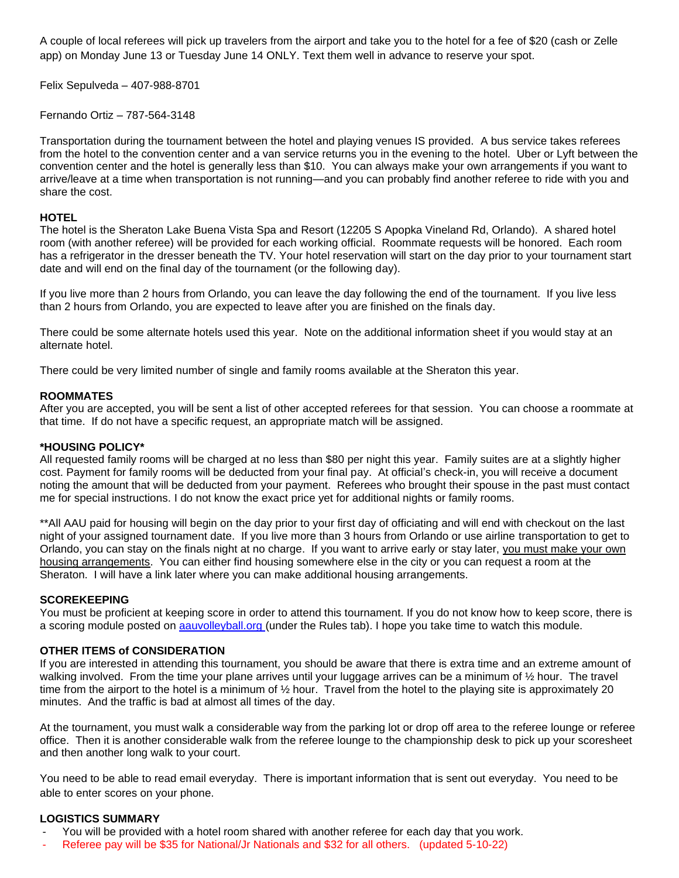A couple of local referees will pick up travelers from the airport and take you to the hotel for a fee of $20 (cash or Zelle app) on Monday June 13 or Tuesday June 14 ONLY. Text them well in advance to reserve your spot.

Felix Sepulveda – 407-988-8701

Fernando Ortiz – 787-564-3148

Transportation during the tournament between the hotel and playing venues IS provided. A bus service takes referees from the hotel to the convention center and a van service returns you in the evening to the hotel. Uber or Lyft between the convention center and the hotel is generally less than $10. You can always make your own arrangements if you want to arrive/leave at a time when transportation is not running—and you can probably find another referee to ride with you and share the cost.

**HOTEL**
The hotel is the Sheraton Lake Buena Vista Spa and Resort (12205 S Apopka Vineland Rd, Orlando). A shared hotel room (with another referee) will be provided for each working official. Roommate requests will be honored. Each room has a refrigerator in the dresser beneath the TV. Your hotel reservation will start on the day prior to your tournament start date and will end on the final day of the tournament (or the following day).

If you live more than 2 hours from Orlando, you can leave the day following the end of the tournament. If you live less than 2 hours from Orlando, you are expected to leave after you are finished on the finals day.

There could be some alternate hotels used this year. Note on the additional information sheet if you would stay at an alternate hotel.

There could be very limited number of single and family rooms available at the Sheraton this year.

**ROOMMATES**
After you are accepted, you will be sent a list of other accepted referees for that session. You can choose a roommate at that time. If do not have a specific request, an appropriate match will be assigned.

**\*HOUSING POLICY\***
All requested family rooms will be charged at no less than $80 per night this year. Family suites are at a slightly higher cost. Payment for family rooms will be deducted from your final pay. At official's check-in, you will receive a document noting the amount that will be deducted from your payment. Referees who brought their spouse in the past must contact me for special instructions. I do not know the exact price yet for additional nights or family rooms.

**All AAU paid for housing will begin on the day prior to your first day of officiating and will end with checkout on the last night of your assigned tournament date. If you live more than 3 hours from Orlando or use airline transportation to get to Orlando, you can stay on the finals night at no charge. If you want to arrive early or stay later, <u>you must make your own housing arrangements</u>. You can either find housing somewhere else in the city or you can request a room at the Sheraton. I will have a link later where you can make additional housing arrangements.

**SCOREKEEPING**
You must be proficient at keeping score in order to attend this tournament. If you do not know how to keep score, there is a scoring module posted on [aauvolleyball.org](aauvolleyball.org) (under the Rules tab). I hope you take time to watch this module.

**OTHER ITEMS of CONSIDERATION**
If you are interested in attending this tournament, you should be aware that there is extra time and an extreme amount of walking involved. From the time your plane arrives until your luggage arrives can be a minimum of ½ hour. The travel time from the airport to the hotel is a minimum of ½ hour. Travel from the hotel to the playing site is approximately 20 minutes. And the traffic is bad at almost all times of the day.

At the tournament, you must walk a considerable way from the parking lot or drop off area to the referee lounge or referee office. Then it is another considerable walk from the referee lounge to the championship desk to pick up your scoresheet and then another long walk to your court.

You need to be able to read email everyday. There is important information that is sent out everyday. You need to be able to enter scores on your phone.

**LOGISTICS SUMMARY**

- You will be provided with a hotel room shared with another referee for each day that you work.
- Referee pay will be $35 for National/Jr Nationals and $32 for all others. (updated 5-10-22)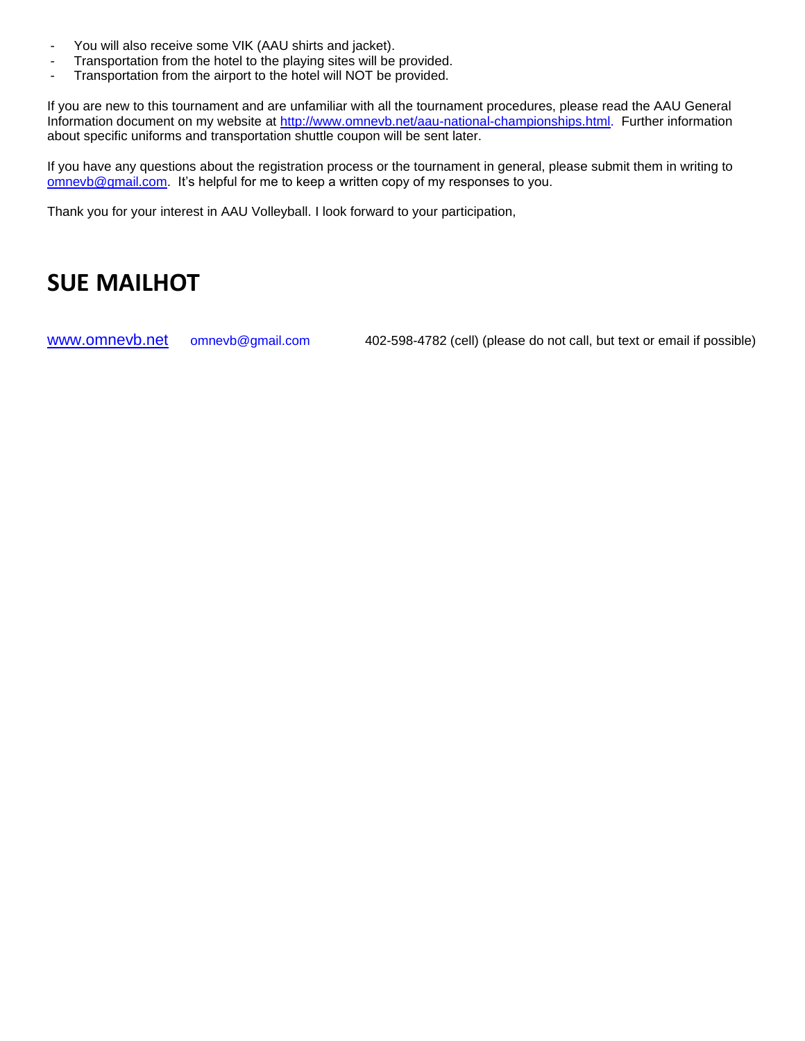- You will also receive some VIK (AAU shirts and jacket).
- Transportation from the hotel to the playing sites will be provided.
- Transportation from the airport to the hotel will NOT be provided.

If you are new to this tournament and are unfamiliar with all the tournament procedures, please read the AAU General Information document on my website at [http://www.omnevb.net/aau-national-championships.html](http://www.omnevb.net/aau-national-championships.html). Further information about specific uniforms and transportation shuttle coupon will be sent later.

If you have any questions about the registration process or the tournament in general, please submit them in writing to [omnevb@gmail.com](mailto:omnevb@gmail.com). It's helpful for me to keep a written copy of my responses to you.

Thank you for your interest in AAU Volleyball. I look forward to your participation,

# SUE MAILHOT

[www.omnevb.net](http://www.omnevb.net) omnevb@gmail.com 402-598-4782 (cell) (please do not call, but text or email if possible)